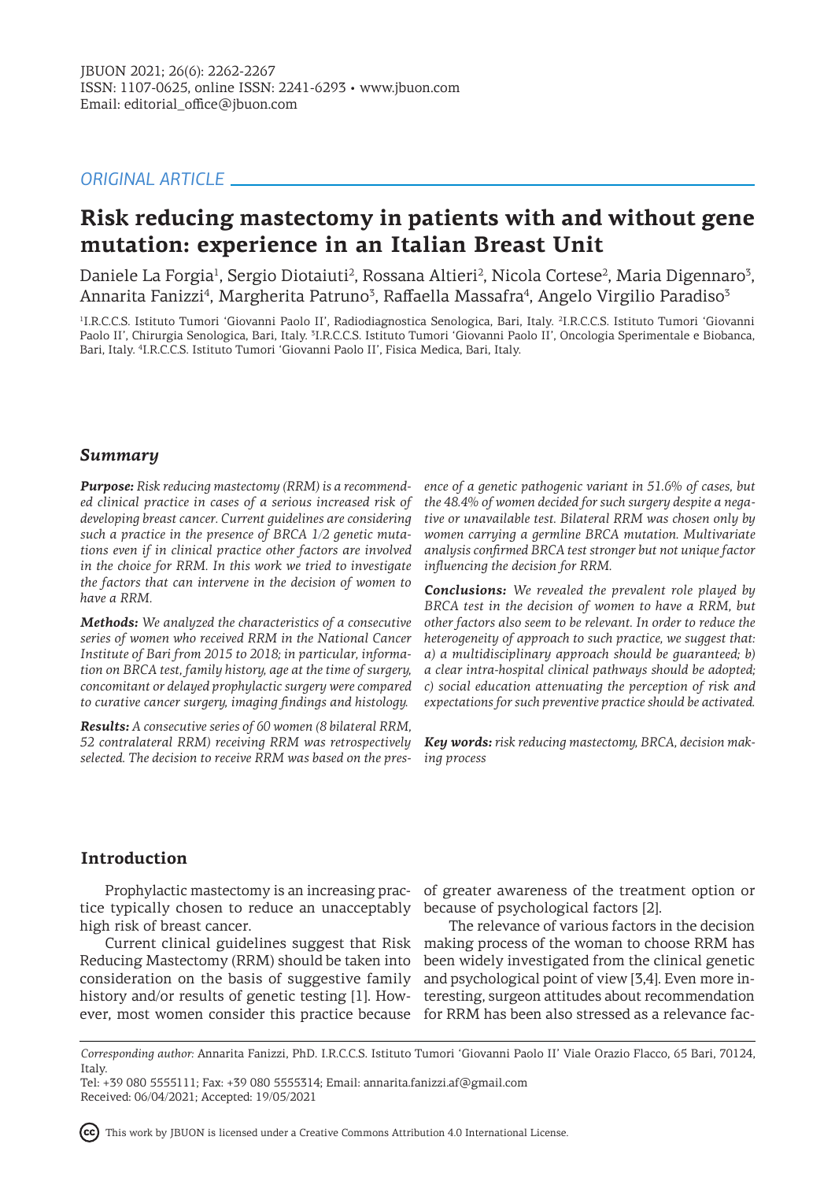ORIGINAL ARTICLE

# Risk reducing mastectomy in patients with and without gene mutation: experience in an Italian Breast Unit

Daniele La Forgia[1], Sergio Diotaiuti[2], Rossana Altieri[2], Nicola Cortese[2], Maria Digennaro[3], Annarita Fanizzi[4], Margherita Patruno[3], Raffaella Massafra[4], Angelo Virgilio Paradiso[3]

[1]I.R.C.C.S. Istituto Tumori 'Giovanni Paolo II', Radiodiagnostica Senologica, Bari, Italy. [2]I.R.C.C.S. Istituto Tumori 'Giovanni Paolo II', Chirurgia Senologica, Bari, Italy. [3]I.R.C.C.S. Istituto Tumori 'Giovanni Paolo II', Oncologia Sperimentale e Biobanca, Bari, Italy. [4]I.R.C.C.S. Istituto Tumori 'Giovanni Paolo II', Fisica Medica, Bari, Italy.

## Summary

***Purpose:*** *Risk reducing mastectomy (RRM) is a recommended clinical practice in cases of a serious increased risk of developing breast cancer. Current guidelines are considering such a practice in the presence of BRCA 1/2 genetic mutations even if in clinical practice other factors are involved in the choice for RRM. In this work we tried to investigate the factors that can intervene in the decision of women to have a RRM.*

***Methods:*** *We analyzed the characteristics of a consecutive series of women who received RRM in the National Cancer Institute of Bari from 2015 to 2018; in particular, information on BRCA test, family history, age at the time of surgery, concomitant or delayed prophylactic surgery were compared to curative cancer surgery, imaging findings and histology.*

***Results:*** *A consecutive series of 60 women (8 bilateral RRM, 52 contralateral RRM) receiving RRM was retrospectively selected. The decision to receive RRM was based on the presence of a genetic pathogenic variant in 51.6% of cases, but the 48.4% of women decided for such surgery despite a negative or unavailable test. Bilateral RRM was chosen only by women carrying a germline BRCA mutation. Multivariate analysis confirmed BRCA test stronger but not unique factor influencing the decision for RRM.*

***Conclusions:*** *We revealed the prevalent role played by BRCA test in the decision of women to have a RRM, but other factors also seem to be relevant. In order to reduce the heterogeneity of approach to such practice, we suggest that: a) a multidisciplinary approach should be guaranteed; b) a clear intra-hospital clinical pathways should be adopted; c) social education attenuating the perception of risk and expectations for such preventive practice should be activated.*

***Key words:*** *risk reducing mastectomy, BRCA, decision making process*

## Introduction

Prophylactic mastectomy is an increasing practice typically chosen to reduce an unacceptably high risk of breast cancer.

Current clinical guidelines suggest that Risk Reducing Mastectomy (RRM) should be taken into consideration on the basis of suggestive family history and/or results of genetic testing [1]. However, most women consider this practice because of greater awareness of the treatment option or because of psychological factors [2].

The relevance of various factors in the decision making process of the woman to choose RRM has been widely investigated from the clinical genetic and psychological point of view [3,4]. Even more interesting, surgeon attitudes about recommendation for RRM has been also stressed as a relevance fac-

*Corresponding author:* Annarita Fanizzi, PhD. I.R.C.C.S. Istituto Tumori 'Giovanni Paolo II' Viale Orazio Flacco, 65 Bari, 70124, Italy.
Tel: +39 080 5555111; Fax: +39 080 5555314; Email: annarita.fanizzi.af@gmail.com
Received: 06/04/2021; Accepted: 19/05/2021

This work by JBUON is licensed under a Creative Commons Attribution 4.0 International License.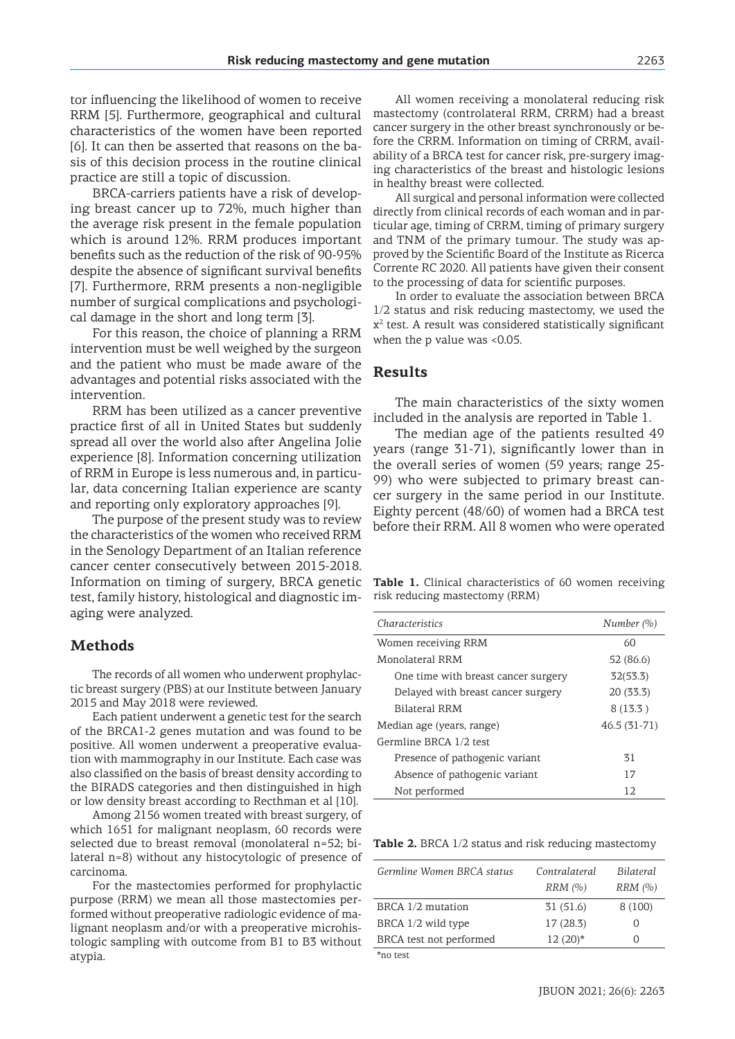tor influencing the likelihood of women to receive RRM [5]. Furthermore, geographical and cultural characteristics of the women have been reported [6]. It can then be asserted that reasons on the basis of this decision process in the routine clinical practice are still a topic of discussion.

BRCA-carriers patients have a risk of developing breast cancer up to 72%, much higher than the average risk present in the female population which is around 12%. RRM produces important benefits such as the reduction of the risk of 90-95% despite the absence of significant survival benefits [7]. Furthermore, RRM presents a non-negligible number of surgical complications and psychological damage in the short and long term [3].

For this reason, the choice of planning a RRM intervention must be well weighed by the surgeon and the patient who must be made aware of the advantages and potential risks associated with the intervention.

RRM has been utilized as a cancer preventive practice first of all in United States but suddenly spread all over the world also after Angelina Jolie experience [8]. Information concerning utilization of RRM in Europe is less numerous and, in particular, data concerning Italian experience are scanty and reporting only exploratory approaches [9].

The purpose of the present study was to review the characteristics of the women who received RRM in the Senology Department of an Italian reference cancer center consecutively between 2015-2018. Information on timing of surgery, BRCA genetic test, family history, histological and diagnostic imaging were analyzed.

## Methods

The records of all women who underwent prophylactic breast surgery (PBS) at our Institute between January 2015 and May 2018 were reviewed.

Each patient underwent a genetic test for the search of the BRCA1-2 genes mutation and was found to be positive. All women underwent a preoperative evaluation with mammography in our Institute. Each case was also classified on the basis of breast density according to the BIRADS categories and then distinguished in high or low density breast according to Recthman et al [10].

Among 2156 women treated with breast surgery, of which 1651 for malignant neoplasm, 60 records were selected due to breast removal (monolateral n=52; bilateral n=8) without any histocytologic of presence of carcinoma.

For the mastectomies performed for prophylactic purpose (RRM) we mean all those mastectomies performed without preoperative radiologic evidence of malignant neoplasm and/or with a preoperative microhistologic sampling with outcome from B1 to B3 without atypia.

All women receiving a monolateral reducing risk mastectomy (controlateral RRM, CRRM) had a breast cancer surgery in the other breast synchronously or before the CRRM. Information on timing of CRRM, availability of a BRCA test for cancer risk, pre-surgery imaging characteristics of the breast and histologic lesions in healthy breast were collected.

All surgical and personal information were collected directly from clinical records of each woman and in particular age, timing of CRRM, timing of primary surgery and TNM of the primary tumour. The study was approved by the Scientific Board of the Institute as Ricerca Corrente RC 2020. All patients have given their consent to the processing of data for scientific purposes.

In order to evaluate the association between BRCA 1/2 status and risk reducing mastectomy, we used the $x^2$ test. A result was considered statistically significant when the p value was <0.05.

## Results

The main characteristics of the sixty women included in the analysis are reported in Table 1.

The median age of the patients resulted 49 years (range 31-71), significantly lower than in the overall series of women (59 years; range 25-99) who were subjected to primary breast cancer surgery in the same period in our Institute. Eighty percent (48/60) of women had a BRCA test before their RRM. All 8 women who were operated

**Table 1.** Clinical characteristics of 60 women receiving risk reducing mastectomy (RRM)

| *Characteristics* | *Number (%)* |
|---|---|
| Women receiving RRM | 60 |
| Monolateral RRM | 52 (86.6) |
| One time with breast cancer surgery | 32(53.3) |
| Delayed with breast cancer surgery | 20 (33.3) |
| Bilateral RRM | 8 (13.3 ) |
| Median age (years, range) | 46.5 (31-71) |
| Germline BRCA 1/2 test | |
| Presence of pathogenic variant | 31 |
| Absence of pathogenic variant | 17 |
| Not performed | 12 |

**Table 2.** BRCA 1/2 status and risk reducing mastectomy

| *Germline Women BRCA status* | *Contralateral RRM (%)* | *Bilateral RRM (%)* |
|---|---|---|
| BRCA 1/2 mutation | 31 (51.6) | 8 (100) |
| BRCA 1/2 wild type | 17 (28.3) | 0 |
| BRCA test not performed | 12 (20)* | 0 |

*no test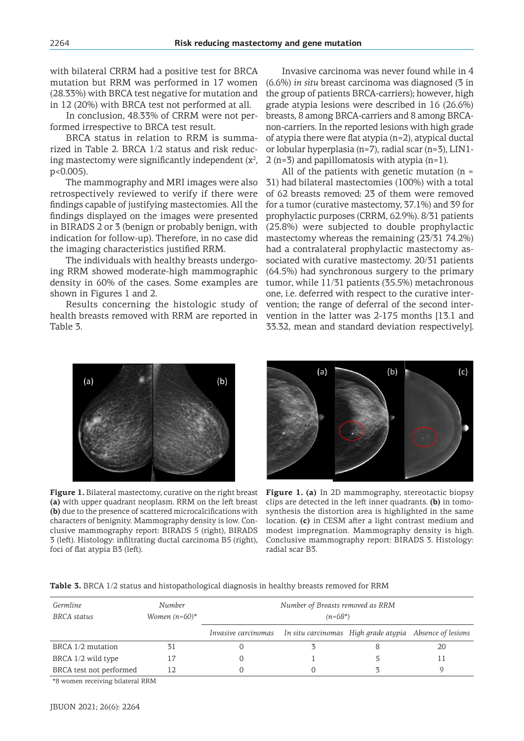with bilateral CRRM had a positive test for BRCA mutation but RRM was performed in 17 women (28.33%) with BRCA test negative for mutation and in 12 (20%) with BRCA test not performed at all.

In conclusion, 48.33% of CRRM were not performed irrespective to BRCA test result.

BRCA status in relation to RRM is summarized in Table 2. BRCA 1/2 status and risk reducing mastectomy were significantly independent ($x^2$, $p<0.005$).

The mammography and MRI images were also retrospectively reviewed to verify if there were findings capable of justifying mastectomies. All the findings displayed on the images were presented in BIRADS 2 or 3 (benign or probably benign, with indication for follow-up). Therefore, in no case did the imaging characteristics justified RRM.

The individuals with healthy breasts undergoing RRM showed moderate-high mammographic density in 60% of the cases. Some examples are shown in Figures 1 and 2.

Results concerning the histologic study of health breasts removed with RRM are reported in Table 3.

Invasive carcinoma was never found while in 4 (6.6%) *in situ* breast carcinoma was diagnosed (3 in the group of patients BRCA-carriers); however, high grade atypia lesions were described in 16 (26.6%) breasts, 8 among BRCA-carriers and 8 among BRCA-non-carriers. In the reported lesions with high grade of atypia there were flat atypia (n=2), atypical ductal or lobular hyperplasia (n=7), radial scar (n=3), LIN1-2 (n=3) and papillomatosis with atypia (n=1).

All of the patients with genetic mutation (n = 31) had bilateral mastectomies (100%) with a total of 62 breasts removed: 23 of them were removed for a tumor (curative mastectomy, 37.1%) and 39 for prophylactic purposes (CRRM, 62.9%). 8/31 patients (25.8%) were subjected to double prophylactic mastectomy whereas the remaining (23/31 74.2%) had a contralateral prophylactic mastectomy associated with curative mastectomy. 20/31 patients (64.5%) had synchronous surgery to the primary tumor, while 11/31 patients (35.5%) metachronous one, i.e. deferred with respect to the curative intervention; the range of deferral of the second intervention in the latter was 2-175 months [13.1 and 33.32, mean and standard deviation respectively].

**Figure 1.** Bilateral mastectomy, curative on the right breast **(a)** with upper quadrant neoplasm. RRM on the left breast **(b)** due to the presence of scattered microcalcifications with characters of benignity. Mammography density is low. Conclusive mammography report: BIRADS 5 (right), BIRADS 3 (left). Histology: infiltrating ductal carcinoma B5 (right), foci of flat atypia B3 (left).

**Figure 1. (a)** In 2D mammography, stereotactic biopsy clips are detected in the left inner quadrants. **(b)** in tomosynthesis the distortion area is highlighted in the same location. **(c)** in CESM after a light contrast medium and modest impregnation. Mammography density is high. Conclusive mammography report: BIRADS 3. Histology: radial scar B3.

**Table 3.** BRCA 1/2 status and histopathological diagnosis in healthy breasts removed for RRM

| *Germline BRCA status* | *Number Women (n=60)\** | *Number of Breasts removed as RRM (n=68\*)* | | | |
|---|---|---|---|---|---|
| | | *Invasive carcinomas* | *In situ carcinomas* | *High grade atypia* | *Absence of lesions* |
| BRCA 1/2 mutation | 31 | 0 | 3 | 8 | 20 |
| BRCA 1/2 wild type | 17 | 0 | 1 | 5 | 11 |
| BRCA test not performed | 12 | 0 | 0 | 3 | 9 |

*8 women receiving bilateral RRM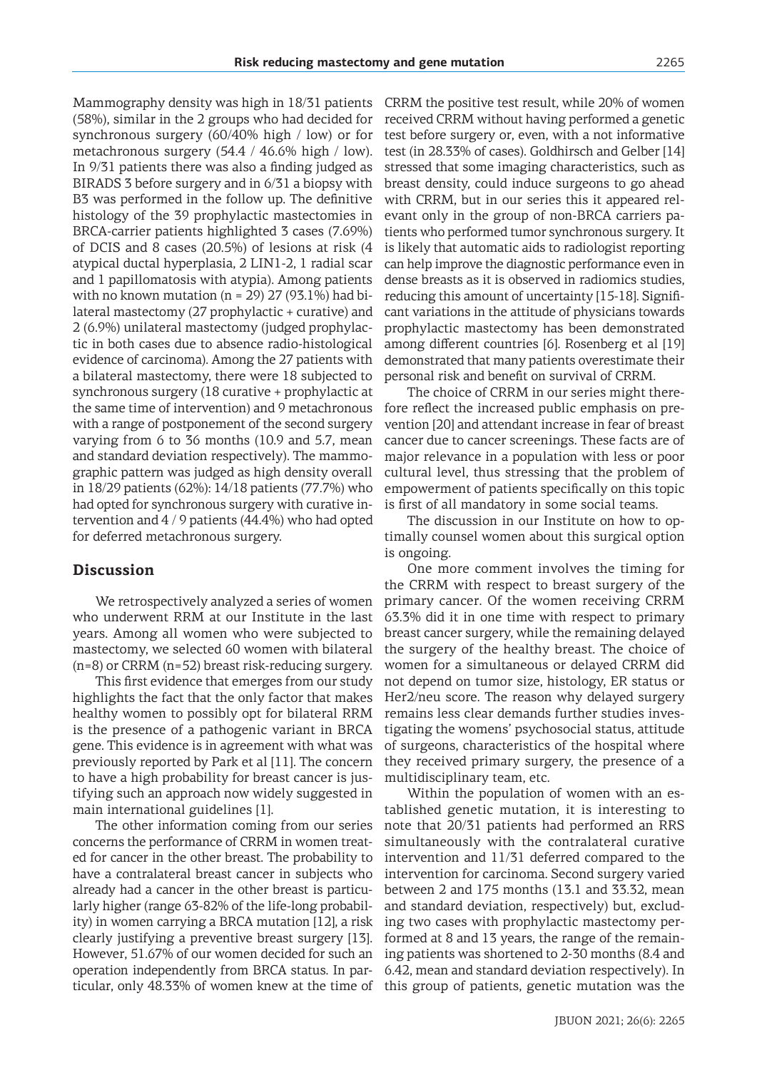Mammography density was high in 18/31 patients (58%), similar in the 2 groups who had decided for synchronous surgery (60/40% high / low) or for metachronous surgery (54.4 / 46.6% high / low). In 9/31 patients there was also a finding judged as BIRADS 3 before surgery and in 6/31 a biopsy with B3 was performed in the follow up. The definitive histology of the 39 prophylactic mastectomies in BRCA-carrier patients highlighted 3 cases (7.69%) of DCIS and 8 cases (20.5%) of lesions at risk (4 atypical ductal hyperplasia, 2 LIN1-2, 1 radial scar and 1 papillomatosis with atypia). Among patients with no known mutation (n = 29) 27 (93.1%) had bilateral mastectomy (27 prophylactic + curative) and 2 (6.9%) unilateral mastectomy (judged prophylactic in both cases due to absence radio-histological evidence of carcinoma). Among the 27 patients with a bilateral mastectomy, there were 18 subjected to synchronous surgery (18 curative + prophylactic at the same time of intervention) and 9 metachronous with a range of postponement of the second surgery varying from 6 to 36 months (10.9 and 5.7, mean and standard deviation respectively). The mammographic pattern was judged as high density overall in 18/29 patients (62%): 14/18 patients (77.7%) who had opted for synchronous surgery with curative intervention and 4 / 9 patients (44.4%) who had opted for deferred metachronous surgery.

## Discussion

We retrospectively analyzed a series of women who underwent RRM at our Institute in the last years. Among all women who were subjected to mastectomy, we selected 60 women with bilateral (n=8) or CRRM (n=52) breast risk-reducing surgery.

This first evidence that emerges from our study highlights the fact that the only factor that makes healthy women to possibly opt for bilateral RRM is the presence of a pathogenic variant in BRCA gene. This evidence is in agreement with what was previously reported by Park et al [11]. The concern to have a high probability for breast cancer is justifying such an approach now widely suggested in main international guidelines [1].

The other information coming from our series concerns the performance of CRRM in women treated for cancer in the other breast. The probability to have a contralateral breast cancer in subjects who already had a cancer in the other breast is particularly higher (range 63-82% of the life-long probability) in women carrying a BRCA mutation [12], a risk clearly justifying a preventive breast surgery [13]. However, 51.67% of our women decided for such an operation independently from BRCA status. In particular, only 48.33% of women knew at the time of CRRM the positive test result, while 20% of women received CRRM without having performed a genetic test before surgery or, even, with a not informative test (in 28.33% of cases). Goldhirsch and Gelber [14] stressed that some imaging characteristics, such as breast density, could induce surgeons to go ahead with CRRM, but in our series this it appeared relevant only in the group of non-BRCA carriers patients who performed tumor synchronous surgery. It is likely that automatic aids to radiologist reporting can help improve the diagnostic performance even in dense breasts as it is observed in radiomics studies, reducing this amount of uncertainty [15-18]. Significant variations in the attitude of physicians towards prophylactic mastectomy has been demonstrated among different countries [6]. Rosenberg et al [19] demonstrated that many patients overestimate their personal risk and benefit on survival of CRRM.

The choice of CRRM in our series might therefore reflect the increased public emphasis on prevention [20] and attendant increase in fear of breast cancer due to cancer screenings. These facts are of major relevance in a population with less or poor cultural level, thus stressing that the problem of empowerment of patients specifically on this topic is first of all mandatory in some social teams.

The discussion in our Institute on how to optimally counsel women about this surgical option is ongoing.

One more comment involves the timing for the CRRM with respect to breast surgery of the primary cancer. Of the women receiving CRRM 63.3% did it in one time with respect to primary breast cancer surgery, while the remaining delayed the surgery of the healthy breast. The choice of women for a simultaneous or delayed CRRM did not depend on tumor size, histology, ER status or Her2/neu score. The reason why delayed surgery remains less clear demands further studies investigating the womens' psychosocial status, attitude of surgeons, characteristics of the hospital where they received primary surgery, the presence of a multidisciplinary team, etc.

Within the population of women with an established genetic mutation, it is interesting to note that 20/31 patients had performed an RRS simultaneously with the contralateral curative intervention and 11/31 deferred compared to the intervention for carcinoma. Second surgery varied between 2 and 175 months (13.1 and 33.32, mean and standard deviation, respectively) but, excluding two cases with prophylactic mastectomy performed at 8 and 13 years, the range of the remaining patients was shortened to 2-30 months (8.4 and 6.42, mean and standard deviation respectively). In this group of patients, genetic mutation was the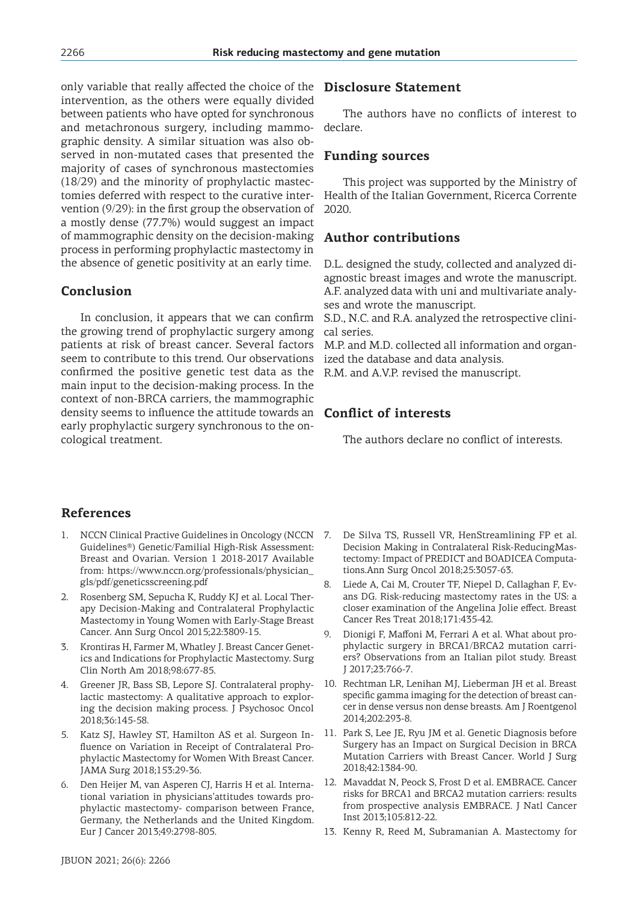only variable that really affected the choice of the intervention, as the others were equally divided between patients who have opted for synchronous and metachronous surgery, including mammographic density. A similar situation was also observed in non-mutated cases that presented the majority of cases of synchronous mastectomies (18/29) and the minority of prophylactic mastectomies deferred with respect to the curative intervention (9/29): in the first group the observation of a mostly dense (77.7%) would suggest an impact of mammographic density on the decision-making process in performing prophylactic mastectomy in the absence of genetic positivity at an early time.

## Conclusion

In conclusion, it appears that we can confirm the growing trend of prophylactic surgery among patients at risk of breast cancer. Several factors seem to contribute to this trend. Our observations confirmed the positive genetic test data as the main input to the decision-making process. In the context of non-BRCA carriers, the mammographic density seems to influence the attitude towards an early prophylactic surgery synchronous to the oncological treatment.

## Disclosure Statement

The authors have no conflicts of interest to declare.

## Funding sources

This project was supported by the Ministry of Health of the Italian Government, Ricerca Corrente 2020.

## Author contributions

D.L. designed the study, collected and analyzed diagnostic breast images and wrote the manuscript.
A.F. analyzed data with uni and multivariate analyses and wrote the manuscript.
S.D., N.C. and R.A. analyzed the retrospective clinical series.
M.P. and M.D. collected all information and organized the database and data analysis.
R.M. and A.V.P. revised the manuscript.

## Conflict of interests

The authors declare no conflict of interests.

## References

1. NCCN Clinical Practive Guidelines in Oncology (NCCN Guidelines®) Genetic/Familial High-Risk Assessment: Breast and Ovarian. Version 1 2018-2017 Available from: https://www.nccn.org/professionals/physician_gls/pdf/geneticsscreening.pdf
2. Rosenberg SM, Sepucha K, Ruddy KJ et al. Local Therapy Decision-Making and Contralateral Prophylactic Mastectomy in Young Women with Early-Stage Breast Cancer. Ann Surg Oncol 2015;22:3809-15.
3. Krontiras H, Farmer M, Whatley J. Breast Cancer Genetics and Indications for Prophylactic Mastectomy. Surg Clin North Am 2018;98:677-85.
4. Greener JR, Bass SB, Lepore SJ. Contralateral prophylactic mastectomy: A qualitative approach to exploring the decision making process. J Psychosoc Oncol 2018;36:145-58.
5. Katz SJ, Hawley ST, Hamilton AS et al. Surgeon Influence on Variation in Receipt of Contralateral Prophylactic Mastectomy for Women With Breast Cancer. JAMA Surg 2018;153:29-36.
6. Den Heijer M, van Asperen CJ, Harris H et al. International variation in physicians'attitudes towards prophylactic mastectomy- comparison between France, Germany, the Netherlands and the United Kingdom. Eur J Cancer 2013;49:2798-805.
7. De Silva TS, Russell VR, HenStreamlining FP et al. Decision Making in Contralateral Risk-ReducingMastectomy: Impact of PREDICT and BOADICEA Computations.Ann Surg Oncol 2018;25:3057-63.
8. Liede A, Cai M, Crouter TF, Niepel D, Callaghan F, Evans DG. Risk-reducing mastectomy rates in the US: a closer examination of the Angelina Jolie effect. Breast Cancer Res Treat 2018;171:435-42.
9. Dionigi F, Maffoni M, Ferrari A et al. What about prophylactic surgery in BRCA1/BRCA2 mutation carriers? Observations from an Italian pilot study. Breast J 2017;23:766-7.
10. Rechtman LR, Lenihan MJ, Lieberman JH et al. Breast specific gamma imaging for the detection of breast cancer in dense versus non dense breasts. Am J Roentgenol 2014;202:293-8.
11. Park S, Lee JE, Ryu JM et al. Genetic Diagnosis before Surgery has an Impact on Surgical Decision in BRCA Mutation Carriers with Breast Cancer. World J Surg 2018;42:1384-90.
12. Mavaddat N, Peock S, Frost D et al. EMBRACE. Cancer risks for BRCA1 and BRCA2 mutation carriers: results from prospective analysis EMBRACE. J Natl Cancer Inst 2013;105:812-22.
13. Kenny R, Reed M, Subramanian A. Mastectomy for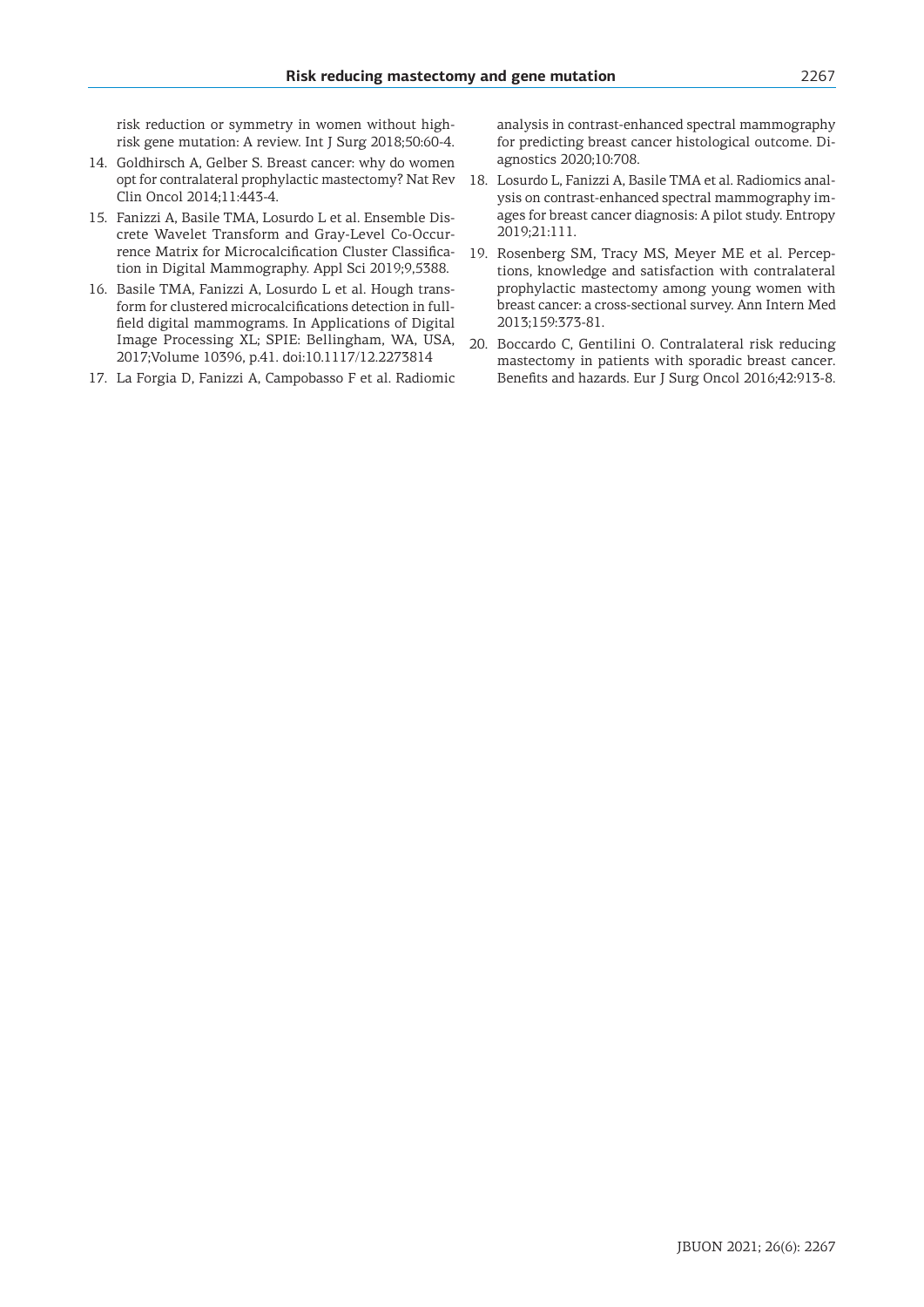risk reduction or symmetry in women without high-risk gene mutation: A review. Int J Surg 2018;50:60-4.

14. Goldhirsch A, Gelber S. Breast cancer: why do women opt for contralateral prophylactic mastectomy? Nat Rev Clin Oncol 2014;11:443-4.
15. Fanizzi A, Basile TMA, Losurdo L et al. Ensemble Discrete Wavelet Transform and Gray-Level Co-Occurrence Matrix for Microcalcification Cluster Classification in Digital Mammography. Appl Sci 2019;9,5388.
16. Basile TMA, Fanizzi A, Losurdo L et al. Hough transform for clustered microcalcifications detection in full-field digital mammograms. In Applications of Digital Image Processing XL; SPIE: Bellingham, WA, USA, 2017;Volume 10396, p.41. doi:10.1117/12.2273814
17. La Forgia D, Fanizzi A, Campobasso F et al. Radiomic analysis in contrast-enhanced spectral mammography for predicting breast cancer histological outcome. Diagnostics 2020;10:708.
18. Losurdo L, Fanizzi A, Basile TMA et al. Radiomics analysis on contrast-enhanced spectral mammography images for breast cancer diagnosis: A pilot study. Entropy 2019;21:111.
19. Rosenberg SM, Tracy MS, Meyer ME et al. Perceptions, knowledge and satisfaction with contralateral prophylactic mastectomy among young women with breast cancer: a cross-sectional survey. Ann Intern Med 2013;159:373-81.
20. Boccardo C, Gentilini O. Contralateral risk reducing mastectomy in patients with sporadic breast cancer. Benefits and hazards. Eur J Surg Oncol 2016;42:913-8.